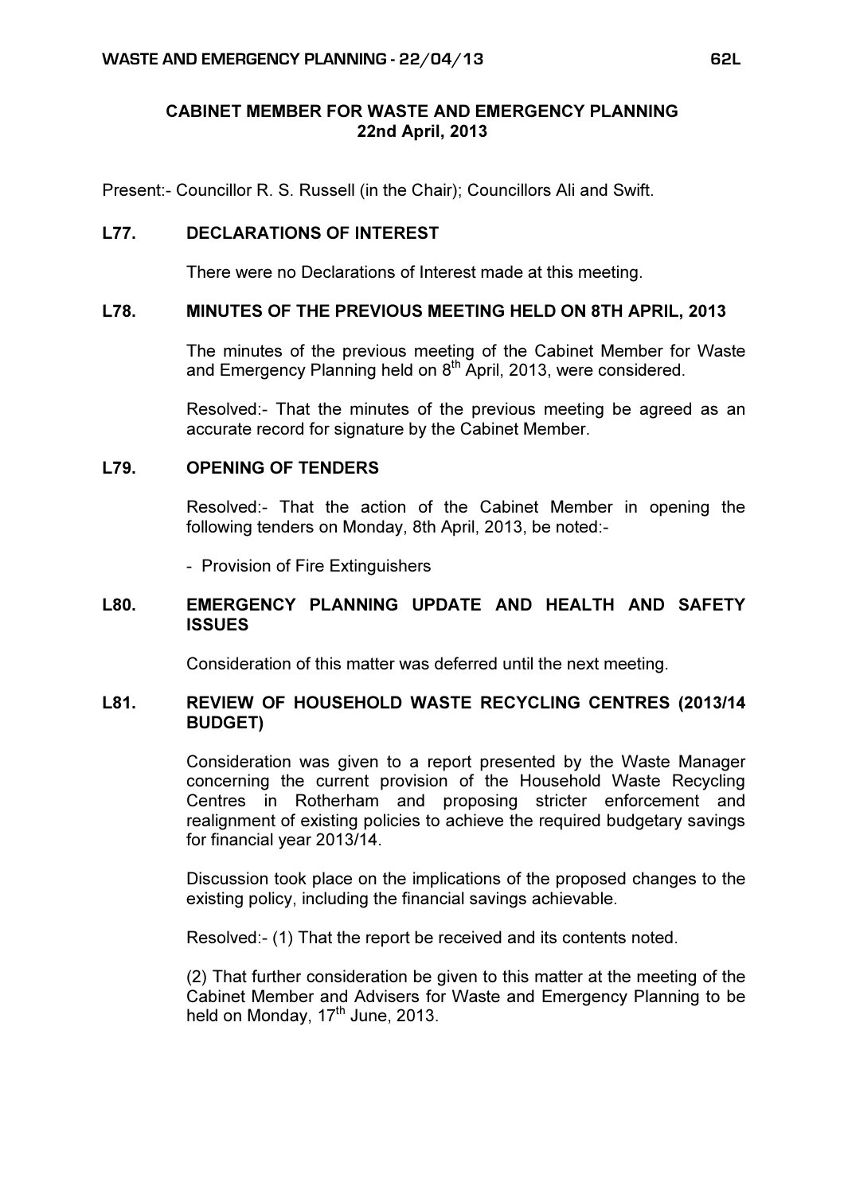## CABINET MEMBER FOR WASTE AND EMERGENCY PLANNING
## 22nd April, 2013

Present:- Councillor R. S. Russell (in the Chair); Councillors Ali and Swift.

### L77. DECLARATIONS OF INTEREST

There were no Declarations of Interest made at this meeting.

### L78. MINUTES OF THE PREVIOUS MEETING HELD ON 8TH APRIL, 2013

The minutes of the previous meeting of the Cabinet Member for Waste and Emergency Planning held on 8th April, 2013, were considered.

Resolved:- That the minutes of the previous meeting be agreed as an accurate record for signature by the Cabinet Member.

### L79. OPENING OF TENDERS

Resolved:- That the action of the Cabinet Member in opening the following tenders on Monday, 8th April, 2013, be noted:-

- Provision of Fire Extinguishers

### L80. EMERGENCY PLANNING UPDATE AND HEALTH AND SAFETY ISSUES

Consideration of this matter was deferred until the next meeting.

### L81. REVIEW OF HOUSEHOLD WASTE RECYCLING CENTRES (2013/14 BUDGET)

Consideration was given to a report presented by the Waste Manager concerning the current provision of the Household Waste Recycling Centres in Rotherham and proposing stricter enforcement and realignment of existing policies to achieve the required budgetary savings for financial year 2013/14.

Discussion took place on the implications of the proposed changes to the existing policy, including the financial savings achievable.

Resolved:- (1) That the report be received and its contents noted.

(2) That further consideration be given to this matter at the meeting of the Cabinet Member and Advisers for Waste and Emergency Planning to be held on Monday, 17th June, 2013.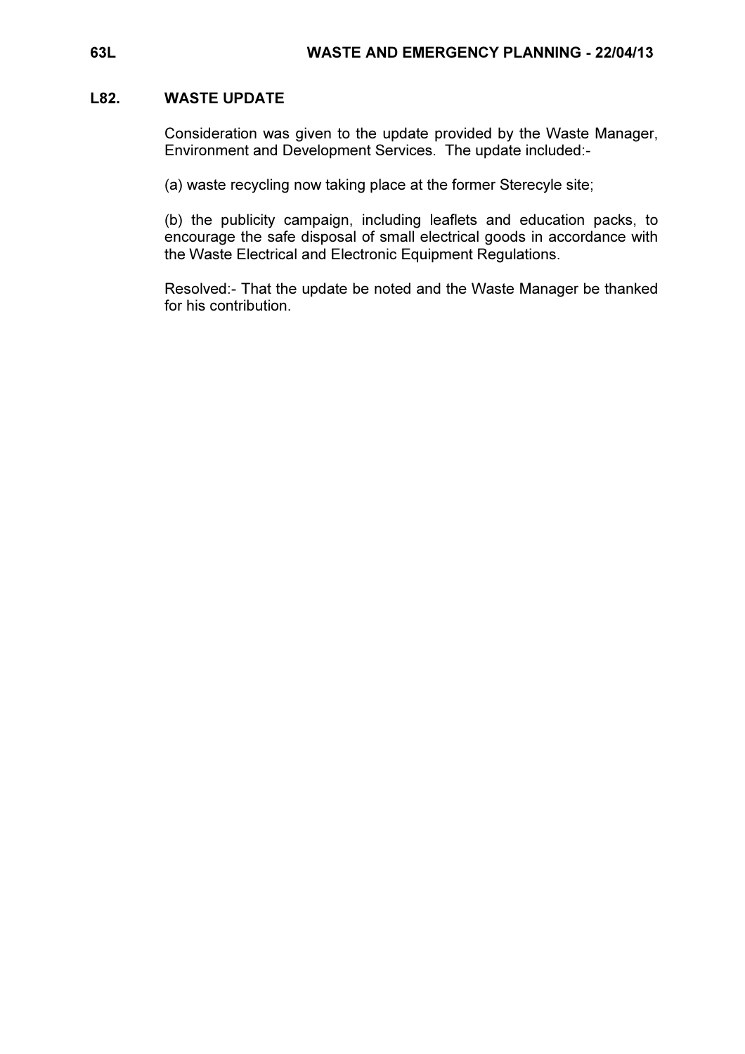## L82. WASTE UPDATE

Consideration was given to the update provided by the Waste Manager, Environment and Development Services. The update included:-

(a) waste recycling now taking place at the former Sterecyle site;

(b) the publicity campaign, including leaflets and education packs, to encourage the safe disposal of small electrical goods in accordance with the Waste Electrical and Electronic Equipment Regulations.

Resolved:- That the update be noted and the Waste Manager be thanked for his contribution.